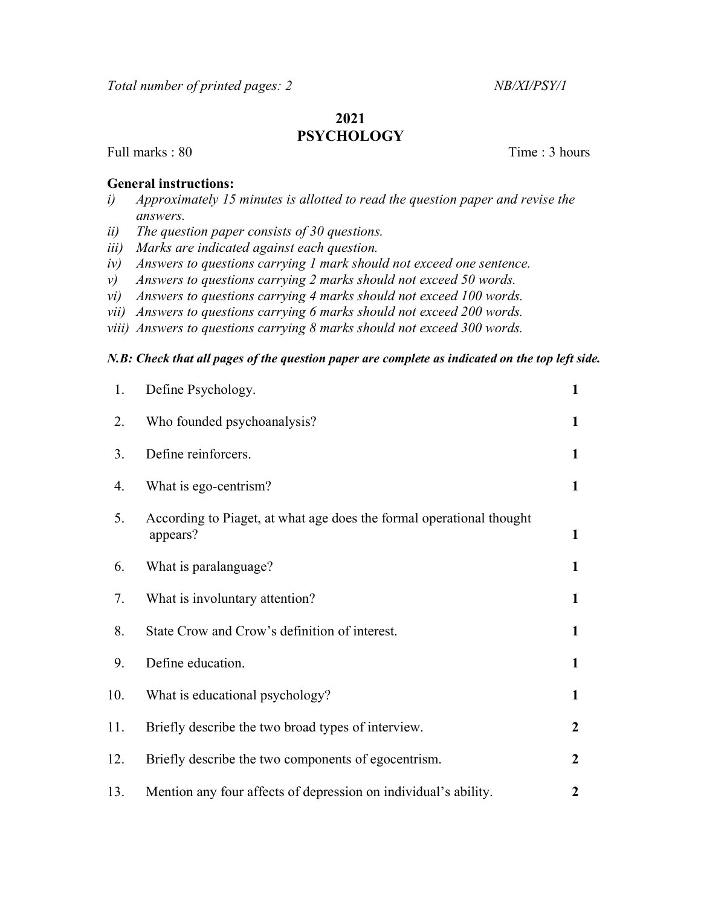*Total number of printed pages: 2* *NB/XI/PSY/1*

# 2021
# PSYCHOLOGY

Full marks : 80 Time : 3 hours

**General instructions:**

*i) Approximately 15 minutes is allotted to read the question paper and revise the answers.*
*ii) The question paper consists of 30 questions.*
*iii) Marks are indicated against each question.*
*iv) Answers to questions carrying 1 mark should not exceed one sentence.*
*v) Answers to questions carrying 2 marks should not exceed 50 words.*
*vi) Answers to questions carrying 4 marks should not exceed 100 words.*
*vii) Answers to questions carrying 6 marks should not exceed 200 words.*
*viii) Answers to questions carrying 8 marks should not exceed 300 words.*

***N.B: Check that all pages of the question paper are complete as indicated on the top left side.***

1. Define Psychology. **1**
2. Who founded psychoanalysis? **1**
3. Define reinforcers. **1**
4. What is ego-centrism? **1**
5. According to Piaget, at what age does the formal operational thought appears? **1**
6. What is paralanguage? **1**
7. What is involuntary attention? **1**
8. State Crow and Crow's definition of interest. **1**
9. Define education. **1**
10. What is educational psychology? **1**
11. Briefly describe the two broad types of interview. **2**
12. Briefly describe the two components of egocentrism. **2**
13. Mention any four affects of depression on individual's ability. **2**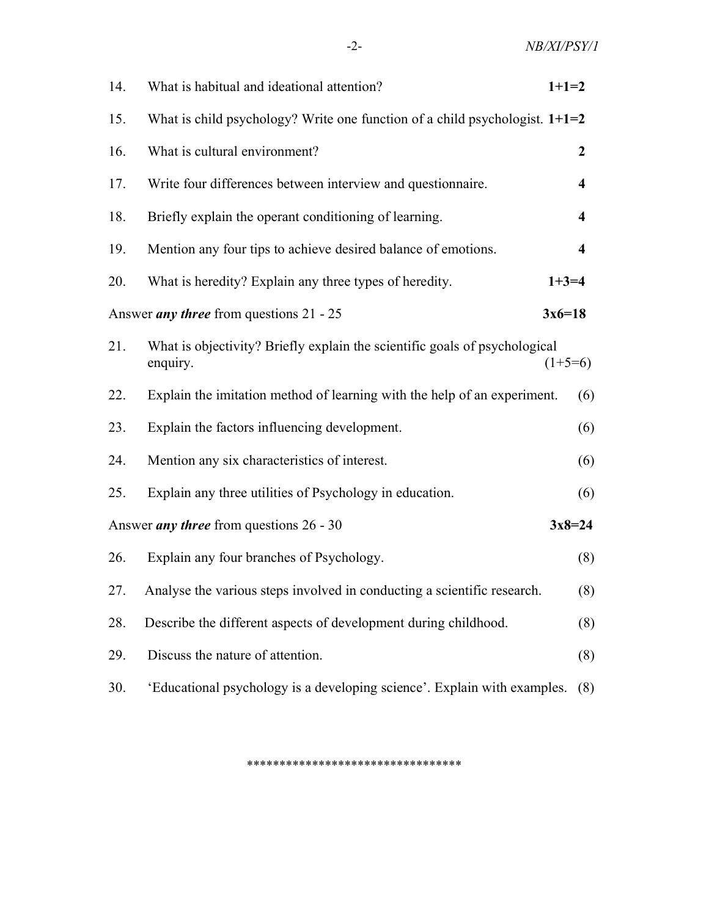14. What is habitual and ideational attention? **1+1=2**

15. What is child psychology? Write one function of a child psychologist. **1+1=2**

16. What is cultural environment? **2**

17. Write four differences between interview and questionnaire. **4**

18. Briefly explain the operant conditioning of learning. **4**

19. Mention any four tips to achieve desired balance of emotions. **4**

20. What is heredity? Explain any three types of heredity. **1+3=4**

Answer ***any three*** from questions 21 - 25 **3x6=18**

21. What is objectivity? Briefly explain the scientific goals of psychological enquiry. (1+5=6)

22. Explain the imitation method of learning with the help of an experiment. (6)

23. Explain the factors influencing development. (6)

24. Mention any six characteristics of interest. (6)

25. Explain any three utilities of Psychology in education. (6)

Answer ***any three*** from questions 26 - 30 **3x8=24**

26. Explain any four branches of Psychology. (8)

27. Analyse the various steps involved in conducting a scientific research. (8)

28. Describe the different aspects of development during childhood. (8)

29. Discuss the nature of attention. (8)

30. 'Educational psychology is a developing science'. Explain with examples. (8)

*********************************